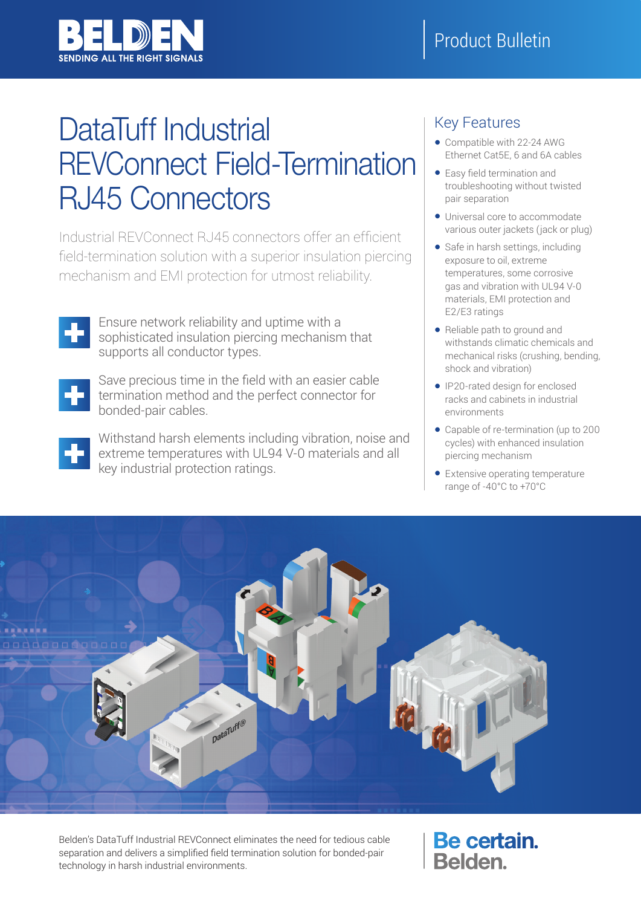# DataTuff Industrial REVConnect Field-Termination RJ45 Connectors

Industrial REVConnect RJ45 connectors offer an efficient field-termination solution with a superior insulation piercing mechanism and EMI protection for utmost reliability.

- Ensure network reliability and uptime with a sophisticated insulation piercing mechanism that supports all conductor types.
- Save precious time in the field with an easier cable termination method and the perfect connector for bonded-pair cables.
- Withstand harsh elements including vibration, noise and extreme temperatures with UL94 V-0 materials and all key industrial protection ratings.

## Key Features

- Compatible with 22-24 AWG Ethernet Cat5E, 6 and 6A cables
- Easy field termination and troubleshooting without twisted pair separation
- Universal core to accommodate various outer jackets (jack or plug)
- Safe in harsh settings, including exposure to oil, extreme temperatures, some corrosive gas and vibration with UL94 V-0 materials, EMI protection and E2/E3 ratings
- Reliable path to ground and withstands climatic chemicals and mechanical risks (crushing, bending, shock and vibration)
- IP20-rated design for enclosed racks and cabinets in industrial environments
- Capable of re-termination (up to 200 cycles) with enhanced insulation piercing mechanism
- Extensive operating temperature range of -40°C to +70°C

Belden's DataTuff Industrial REVConnect eliminates the need for tedious cable separation and delivers a simplified field termination solution for bonded-pair technology in harsh industrial environments.

**Be certain. Belden.**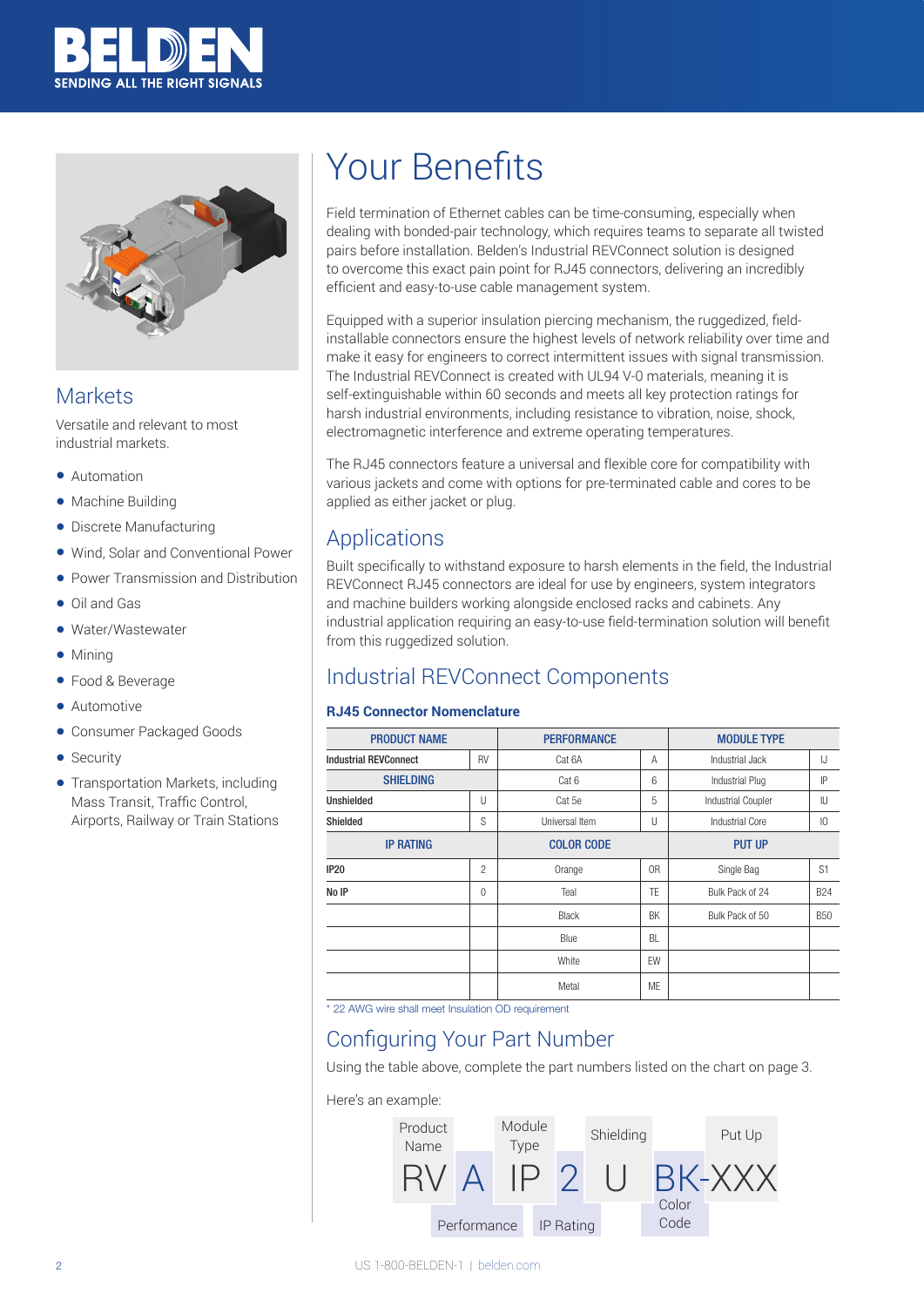## Markets

Versatile and relevant to most industrial markets.

- Automation
- Machine Building
- Discrete Manufacturing
- Wind, Solar and Conventional Power
- Power Transmission and Distribution
- Oil and Gas
- Water/Wastewater
- Mining
- Food & Beverage
- Automotive
- Consumer Packaged Goods
- Security
- Transportation Markets, including Mass Transit, Traffic Control, Airports, Railway or Train Stations

# Your Benefits

Field termination of Ethernet cables can be time-consuming, especially when dealing with bonded-pair technology, which requires teams to separate all twisted pairs before installation. Belden's Industrial REVConnect solution is designed to overcome this exact pain point for RJ45 connectors, delivering an incredibly efficient and easy-to-use cable management system.

Equipped with a superior insulation piercing mechanism, the ruggedized, field-installable connectors ensure the highest levels of network reliability over time and make it easy for engineers to correct intermittent issues with signal transmission. The Industrial REVConnect is created with UL94 V-0 materials, meaning it is self-extinguishable within 60 seconds and meets all key protection ratings for harsh industrial environments, including resistance to vibration, noise, shock, electromagnetic interference and extreme operating temperatures.

The RJ45 connectors feature a universal and flexible core for compatibility with various jackets and come with options for pre-terminated cable and cores to be applied as either jacket or plug.

## Applications

Built specifically to withstand exposure to harsh elements in the field, the Industrial REVConnect RJ45 connectors are ideal for use by engineers, system integrators and machine builders working alongside enclosed racks and cabinets. Any industrial application requiring an easy-to-use field-termination solution will benefit from this ruggedized solution.

## Industrial REVConnect Components

### RJ45 Connector Nomenclature

| PRODUCT NAME | | PERFORMANCE | | MODULE TYPE | |
|---|---|---|---|---|---|
| **Industrial REVConnect** | RV | Cat 6A | A | Industrial Jack | IJ |
| **SHIELDING** | | Cat 6 | 6 | Industrial Plug | IP |
| **Unshielded** | U | Cat 5e | 5 | Industrial Coupler | IU |
| **Shielded** | S | Universal Item | U | Industrial Core | IO |
| **IP RATING** | | **COLOR CODE** | | **PUT UP** | |
| **IP20** | 2 | Orange | OR | Single Bag | S1 |
| **No IP** | 0 | Teal | TE | Bulk Pack of 24 | B24 |
| | | Black | BK | Bulk Pack of 50 | B50 |
| | | Blue | BL | | |
| | | White | EW | | |
| | | Metal | ME | | |

* 22 AWG wire shall meet Insulation OD requirement

## Configuring Your Part Number

Using the table above, complete the part numbers listed on the chart on page 3.

Here's an example:

RV A IP 2 U BK-XXX

- RV – Product Name
- A – Performance
- IP – Module Type
- 2 – IP Rating
- U – Shielding
- BK – Color Code
- XXX – Put Up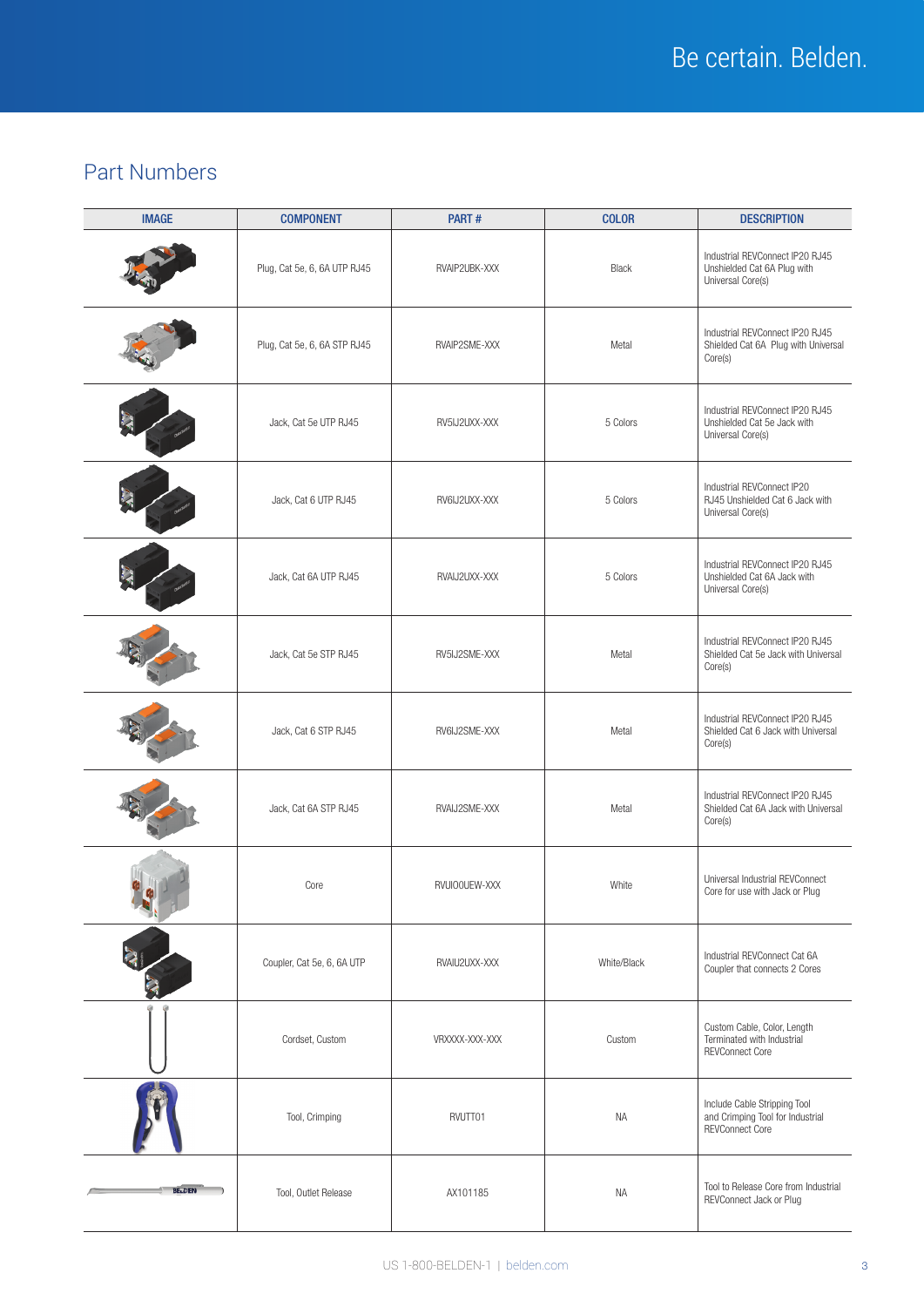## Part Numbers

| IMAGE | COMPONENT | PART # | COLOR | DESCRIPTION |
|---|---|---|---|---|
| | Plug, Cat 5e, 6, 6A UTP RJ45 | RVAIP2UBK-XXX | Black | Industrial REVConnect IP20 RJ45 Unshielded Cat 6A Plug with Universal Core(s) |
| | Plug, Cat 5e, 6, 6A STP RJ45 | RVAIP2SME-XXX | Metal | Industrial REVConnect IP20 RJ45 Shielded Cat 6A Plug with Universal Core(s) |
| | Jack, Cat 5e UTP RJ45 | RV5IJ2UXX-XXX | 5 Colors | Industrial REVConnect IP20 RJ45 Unshielded Cat 5e Jack with Universal Core(s) |
| | Jack, Cat 6 UTP RJ45 | RV6IJ2UXX-XXX | 5 Colors | Industrial REVConnect IP20 RJ45 Unshielded Cat 6 Jack with Universal Core(s) |
| | Jack, Cat 6A UTP RJ45 | RVAIJ2UXX-XXX | 5 Colors | Industrial REVConnect IP20 RJ45 Unshielded Cat 6A Jack with Universal Core(s) |
| | Jack, Cat 5e STP RJ45 | RV5IJ2SME-XXX | Metal | Industrial REVConnect IP20 RJ45 Shielded Cat 5e Jack with Universal Core(s) |
| | Jack, Cat 6 STP RJ45 | RV6IJ2SME-XXX | Metal | Industrial REVConnect IP20 RJ45 Shielded Cat 6 Jack with Universal Core(s) |
| | Jack, Cat 6A STP RJ45 | RVAIJ2SME-XXX | Metal | Industrial REVConnect IP20 RJ45 Shielded Cat 6A Jack with Universal Core(s) |
| | Core | RVUIO0UEW-XXX | White | Universal Industrial REVConnect Core for use with Jack or Plug |
| | Coupler, Cat 5e, 6, 6A UTP | RVAIU2UXX-XXX | White/Black | Industrial REVConnect Cat 6A Coupler that connects 2 Cores |
| | Cordset, Custom | VRXXXX-XXX-XXX | Custom | Custom Cable, Color, Length Terminated with Industrial REVConnect Core |
| | Tool, Crimping | RVUTT01 | NA | Include Cable Stripping Tool and Crimping Tool for Industrial REVConnect Core |
| | Tool, Outlet Release | AX101185 | NA | Tool to Release Core from Industrial REVConnect Jack or Plug |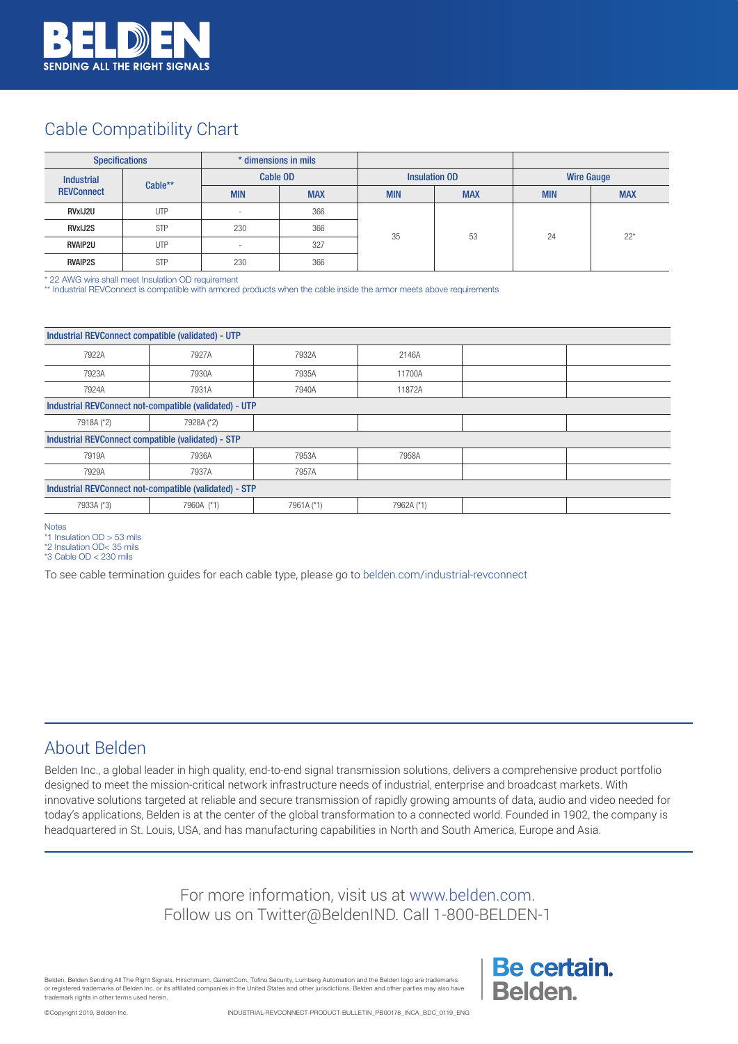## Cable Compatibility Chart

| Specifications | | * dimensions in mils | | | | | |
|---|---|---|---|---|---|---|---|
| Industrial REVConnect | Cable** | Cable OD | | Insulation OD | | Wire Gauge | |
| | | MIN | MAX | MIN | MAX | MIN | MAX |
| RVxIJ2U | UTP | - | 366 | 35 | 53 | 24 | 22* |
| RVxIJ2S | STP | 230 | 366 | 35 | 53 | 24 | 22* |
| RVAIP2U | UTP | - | 327 | 35 | 53 | 24 | 22* |
| RVAIP2S | STP | 230 | 366 | 35 | 53 | 24 | 22* |

\* 22 AWG wire shall meet Insulation OD requirement
** Industrial REVConnect is compatible with armored products when the cable inside the armor meets above requirements

| | | | | | |
|---|---|---|---|---|---|
| **Industrial REVConnect compatible (validated) - UTP** | | | | | |
| 7922A | 7927A | 7932A | 2146A | | |
| 7923A | 7930A | 7935A | 11700A | | |
| 7924A | 7931A | 7940A | 11872A | | |
| **Industrial REVConnect not-compatible (validated) - UTP** | | | | | |
| 7918A (*2) | 7928A (*2) | | | | |
| **Industrial REVConnect compatible (validated) - STP** | | | | | |
| 7919A | 7936A | 7953A | 7958A | | |
| 7929A | 7937A | 7957A | | | |
| **Industrial REVConnect not-compatible (validated) - STP** | | | | | |
| 7933A (*3) | 7960A (*1) | 7961A (*1) | 7962A (*1) | | |

Notes
*1 Insulation OD > 53 mils
*2 Insulation OD< 35 mils
*3 Cable OD < 230 mils

To see cable termination guides for each cable type, please go to belden.com/industrial-revconnect

## About Belden

Belden Inc., a global leader in high quality, end-to-end signal transmission solutions, delivers a comprehensive product portfolio designed to meet the mission-critical network infrastructure needs of industrial, enterprise and broadcast markets. With innovative solutions targeted at reliable and secure transmission of rapidly growing amounts of data, audio and video needed for today's applications, Belden is at the center of the global transformation to a connected world. Founded in 1902, the company is headquartered in St. Louis, USA, and has manufacturing capabilities in North and South America, Europe and Asia.

For more information, visit us at www.belden.com.
Follow us on Twitter@BeldenIND. Call 1-800-BELDEN-1

Belden, Belden Sending All The Right Signals, Hirschmann, GarrettCom, Tofino Security, Lumberg Automation and the Belden logo are trademarks or registered trademarks of Belden Inc. or its affiliated companies in the United States and other jurisdictions. Belden and other parties may also have trademark rights in other terms used herein.

Be certain. Belden.

©Copyright 2019, Belden Inc.

INDUSTRIAL-REVCONNECT-PRODUCT-BULLETIN_PB00178_INCA_BDC_0119_ENG